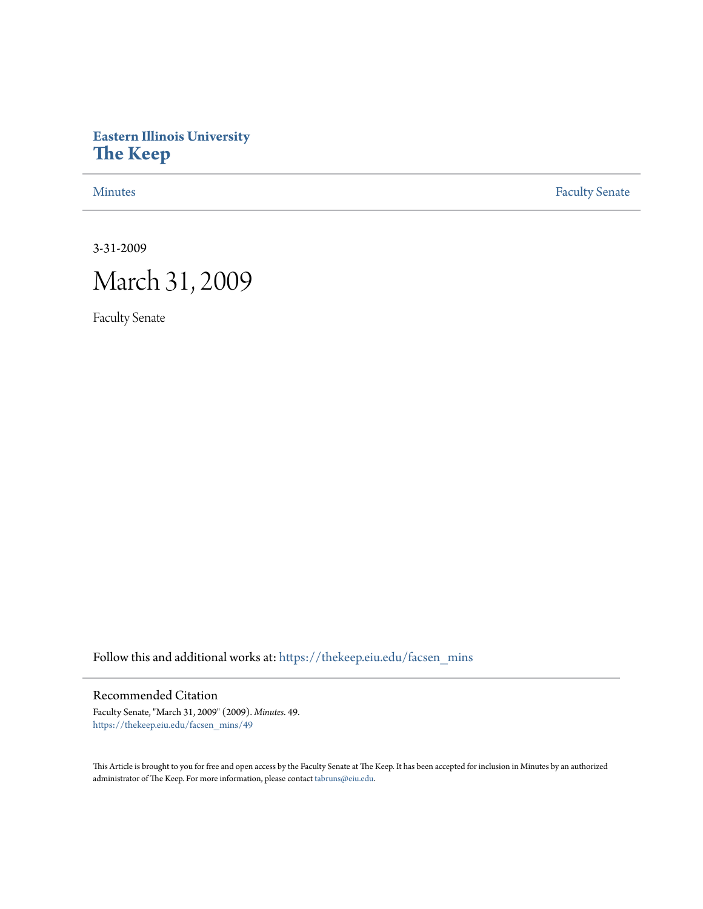Eastern Illinois University
**The Keep**

Minutes | Faculty Senate
---|---

3-31-2009

# March 31, 2009

Faculty Senate

Follow this and additional works at: https://thekeep.eiu.edu/facsen_mins

## Recommended Citation

Faculty Senate, "March 31, 2009" (2009). *Minutes*. 49.
https://thekeep.eiu.edu/facsen_mins/49

This Article is brought to you for free and open access by the Faculty Senate at The Keep. It has been accepted for inclusion in Minutes by an authorized administrator of The Keep. For more information, please contact tabruns@eiu.edu.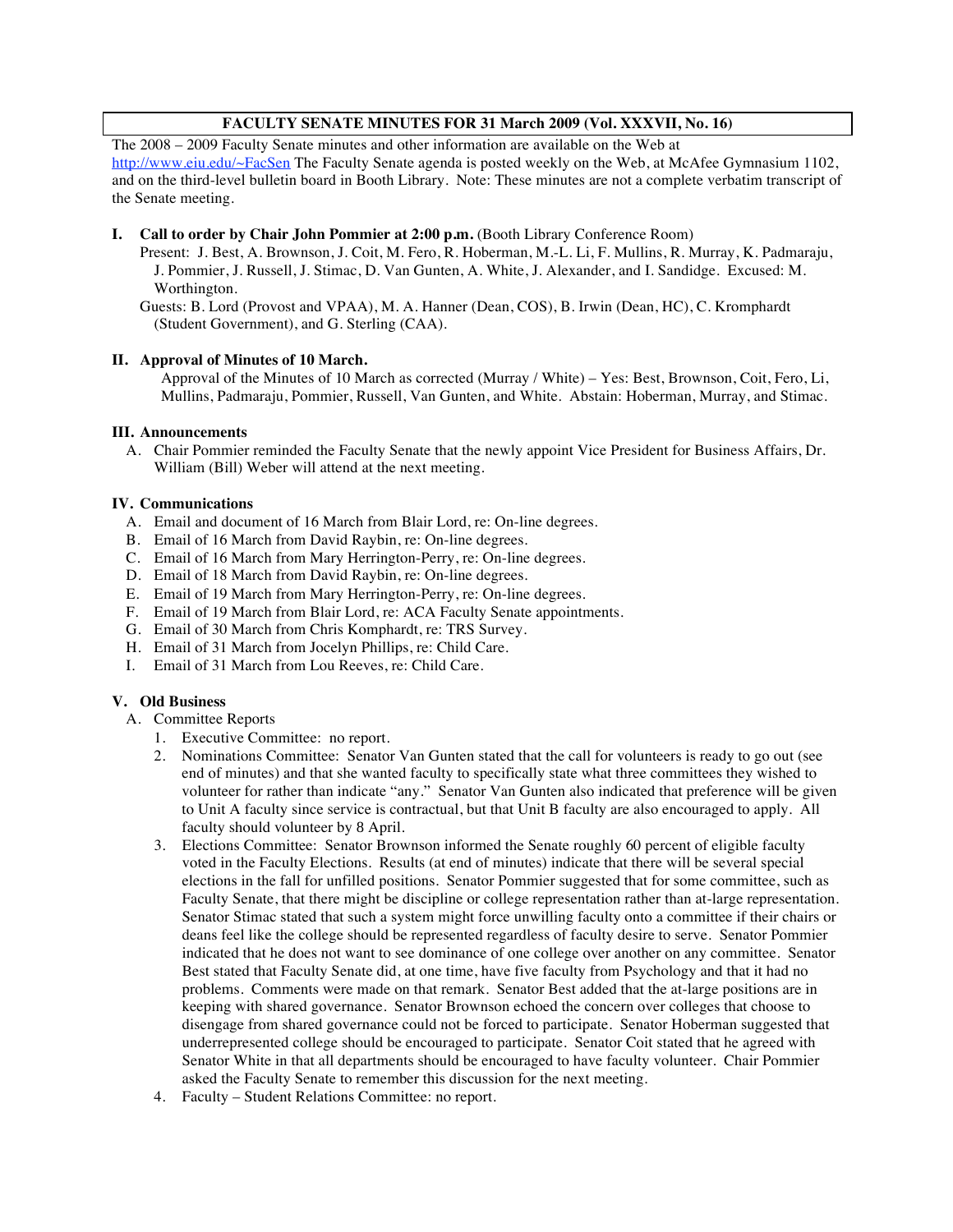**FACULTY SENATE MINUTES FOR 31 March 2009 (Vol. XXXVII, No. 16)**

The 2008 – 2009 Faculty Senate minutes and other information are available on the Web at http://www.eiu.edu/~FacSen The Faculty Senate agenda is posted weekly on the Web, at McAfee Gymnasium 1102, and on the third-level bulletin board in Booth Library. Note: These minutes are not a complete verbatim transcript of the Senate meeting.

## I. Call to order by Chair John Pommier at 2:00 p.m. (Booth Library Conference Room)

Present: J. Best, A. Brownson, J. Coit, M. Fero, R. Hoberman, M.-L. Li, F. Mullins, R. Murray, K. Padmaraju, J. Pommier, J. Russell, J. Stimac, D. Van Gunten, A. White, J. Alexander, and I. Sandidge. Excused: M. Worthington.

Guests: B. Lord (Provost and VPAA), M. A. Hanner (Dean, COS), B. Irwin (Dean, HC), C. Kromphardt (Student Government), and G. Sterling (CAA).

## II. Approval of Minutes of 10 March.

Approval of the Minutes of 10 March as corrected (Murray / White) – Yes: Best, Brownson, Coit, Fero, Li, Mullins, Padmaraju, Pommier, Russell, Van Gunten, and White. Abstain: Hoberman, Murray, and Stimac.

## III. Announcements

A. Chair Pommier reminded the Faculty Senate that the newly appoint Vice President for Business Affairs, Dr. William (Bill) Weber will attend at the next meeting.

## IV. Communications

A. Email and document of 16 March from Blair Lord, re: On-line degrees.
B. Email of 16 March from David Raybin, re: On-line degrees.
C. Email of 16 March from Mary Herrington-Perry, re: On-line degrees.
D. Email of 18 March from David Raybin, re: On-line degrees.
E. Email of 19 March from Mary Herrington-Perry, re: On-line degrees.
F. Email of 19 March from Blair Lord, re: ACA Faculty Senate appointments.
G. Email of 30 March from Chris Komphardt, re: TRS Survey.
H. Email of 31 March from Jocelyn Phillips, re: Child Care.
I. Email of 31 March from Lou Reeves, re: Child Care.

## V. Old Business

A. Committee Reports

1. Executive Committee: no report.
2. Nominations Committee: Senator Van Gunten stated that the call for volunteers is ready to go out (see end of minutes) and that she wanted faculty to specifically state what three committees they wished to volunteer for rather than indicate "any." Senator Van Gunten also indicated that preference will be given to Unit A faculty since service is contractual, but that Unit B faculty are also encouraged to apply. All faculty should volunteer by 8 April.
3. Elections Committee: Senator Brownson informed the Senate roughly 60 percent of eligible faculty voted in the Faculty Elections. Results (at end of minutes) indicate that there will be several special elections in the fall for unfilled positions. Senator Pommier suggested that for some committee, such as Faculty Senate, that there might be discipline or college representation rather than at-large representation. Senator Stimac stated that such a system might force unwilling faculty onto a committee if their chairs or deans feel like the college should be represented regardless of faculty desire to serve. Senator Pommier indicated that he does not want to see dominance of one college over another on any committee. Senator Best stated that Faculty Senate did, at one time, have five faculty from Psychology and that it had no problems. Comments were made on that remark. Senator Best added that the at-large positions are in keeping with shared governance. Senator Brownson echoed the concern over colleges that choose to disengage from shared governance could not be forced to participate. Senator Hoberman suggested that underrepresented college should be encouraged to participate. Senator Coit stated that he agreed with Senator White in that all departments should be encouraged to have faculty volunteer. Chair Pommier asked the Faculty Senate to remember this discussion for the next meeting.
4. Faculty – Student Relations Committee: no report.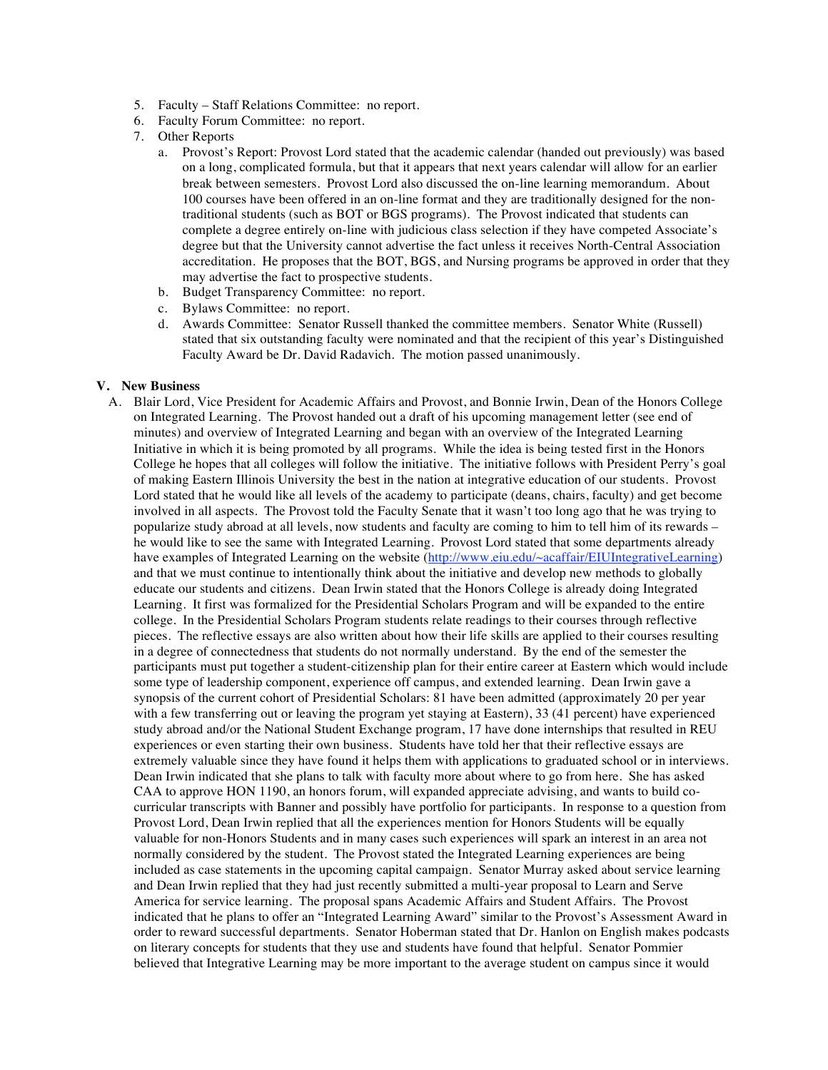5. Faculty – Staff Relations Committee: no report.
6. Faculty Forum Committee: no report.
7. Other Reports
   a. Provost's Report: Provost Lord stated that the academic calendar (handed out previously) was based on a long, complicated formula, but that it appears that next years calendar will allow for an earlier break between semesters. Provost Lord also discussed the on-line learning memorandum. About 100 courses have been offered in an on-line format and they are traditionally designed for the non-traditional students (such as BOT or BGS programs). The Provost indicated that students can complete a degree entirely on-line with judicious class selection if they have competed Associate's degree but that the University cannot advertise the fact unless it receives North-Central Association accreditation. He proposes that the BOT, BGS, and Nursing programs be approved in order that they may advertise the fact to prospective students.
   b. Budget Transparency Committee: no report.
   c. Bylaws Committee: no report.
   d. Awards Committee: Senator Russell thanked the committee members. Senator White (Russell) stated that six outstanding faculty were nominated and that the recipient of this year's Distinguished Faculty Award be Dr. David Radavich. The motion passed unanimously.

**V. New Business**

A. Blair Lord, Vice President for Academic Affairs and Provost, and Bonnie Irwin, Dean of the Honors College on Integrated Learning. The Provost handed out a draft of his upcoming management letter (see end of minutes) and overview of Integrated Learning and began with an overview of the Integrated Learning Initiative in which it is being promoted by all programs. While the idea is being tested first in the Honors College he hopes that all colleges will follow the initiative. The initiative follows with President Perry's goal of making Eastern Illinois University the best in the nation at integrative education of our students. Provost Lord stated that he would like all levels of the academy to participate (deans, chairs, faculty) and get become involved in all aspects. The Provost told the Faculty Senate that it wasn't too long ago that he was trying to popularize study abroad at all levels, now students and faculty are coming to him to tell him of its rewards – he would like to see the same with Integrated Learning. Provost Lord stated that some departments already have examples of Integrated Learning on the website (http://www.eiu.edu/~acaffair/EIUIntegrativeLearning) and that we must continue to intentionally think about the initiative and develop new methods to globally educate our students and citizens. Dean Irwin stated that the Honors College is already doing Integrated Learning. It first was formalized for the Presidential Scholars Program and will be expanded to the entire college. In the Presidential Scholars Program students relate readings to their courses through reflective pieces. The reflective essays are also written about how their life skills are applied to their courses resulting in a degree of connectedness that students do not normally understand. By the end of the semester the participants must put together a student-citizenship plan for their entire career at Eastern which would include some type of leadership component, experience off campus, and extended learning. Dean Irwin gave a synopsis of the current cohort of Presidential Scholars: 81 have been admitted (approximately 20 per year with a few transferring out or leaving the program yet staying at Eastern), 33 (41 percent) have experienced study abroad and/or the National Student Exchange program, 17 have done internships that resulted in REU experiences or even starting their own business. Students have told her that their reflective essays are extremely valuable since they have found it helps them with applications to graduated school or in interviews. Dean Irwin indicated that she plans to talk with faculty more about where to go from here. She has asked CAA to approve HON 1190, an honors forum, will expanded appreciate advising, and wants to build co-curricular transcripts with Banner and possibly have portfolio for participants. In response to a question from Provost Lord, Dean Irwin replied that all the experiences mention for Honors Students will be equally valuable for non-Honors Students and in many cases such experiences will spark an interest in an area not normally considered by the student. The Provost stated the Integrated Learning experiences are being included as case statements in the upcoming capital campaign. Senator Murray asked about service learning and Dean Irwin replied that they had just recently submitted a multi-year proposal to Learn and Serve America for service learning. The proposal spans Academic Affairs and Student Affairs. The Provost indicated that he plans to offer an "Integrated Learning Award" similar to the Provost's Assessment Award in order to reward successful departments. Senator Hoberman stated that Dr. Hanlon on English makes podcasts on literary concepts for students that they use and students have found that helpful. Senator Pommier believed that Integrative Learning may be more important to the average student on campus since it would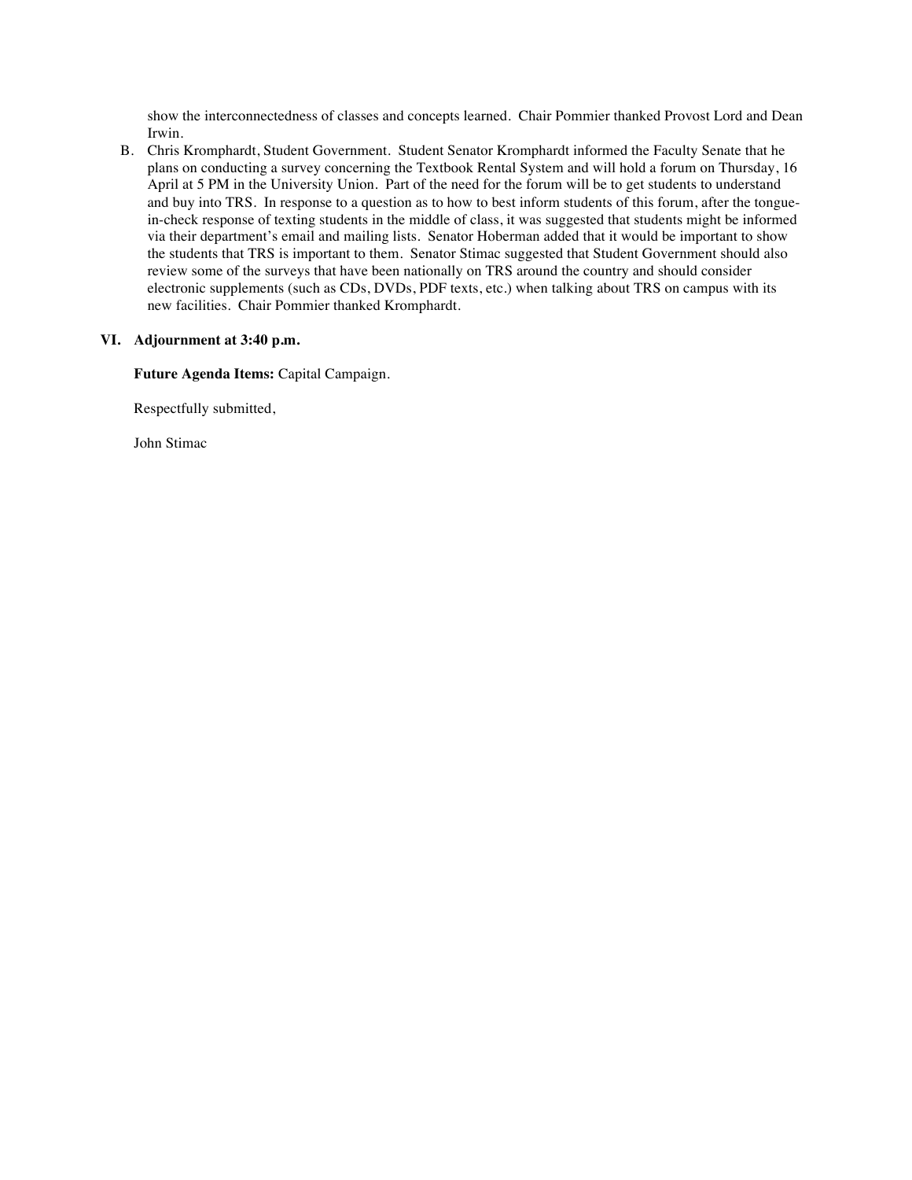show the interconnectedness of classes and concepts learned. Chair Pommier thanked Provost Lord and Dean Irwin.

B. Chris Kromphardt, Student Government. Student Senator Kromphardt informed the Faculty Senate that he plans on conducting a survey concerning the Textbook Rental System and will hold a forum on Thursday, 16 April at 5 PM in the University Union. Part of the need for the forum will be to get students to understand and buy into TRS. In response to a question as to how to best inform students of this forum, after the tongue-in-check response of texting students in the middle of class, it was suggested that students might be informed via their department's email and mailing lists. Senator Hoberman added that it would be important to show the students that TRS is important to them. Senator Stimac suggested that Student Government should also review some of the surveys that have been nationally on TRS around the country and should consider electronic supplements (such as CDs, DVDs, PDF texts, etc.) when talking about TRS on campus with its new facilities. Chair Pommier thanked Kromphardt.

## VI. Adjournment at 3:40 p.m.

**Future Agenda Items:** Capital Campaign.

Respectfully submitted,

John Stimac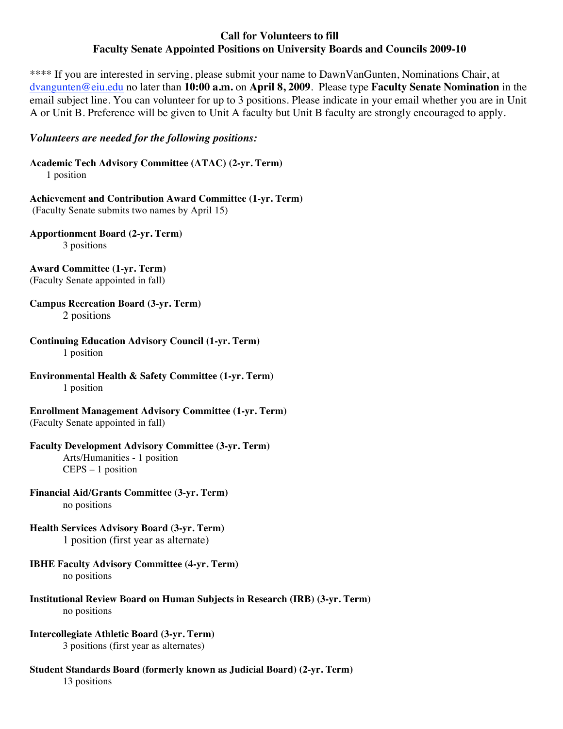## Call for Volunteers to fill
## Faculty Senate Appointed Positions on University Boards and Councils 2009-10

**** If you are interested in serving, please submit your name to DawnVanGunten, Nominations Chair, at dvangunten@eiu.edu no later than **10:00 a.m.** on **April 8, 2009**. Please type **Faculty Senate Nomination** in the email subject line. You can volunteer for up to 3 positions. Please indicate in your email whether you are in Unit A or Unit B. Preference will be given to Unit A faculty but Unit B faculty are strongly encouraged to apply.

***Volunteers are needed for the following positions:***

**Academic Tech Advisory Committee (ATAC) (2-yr. Term)**
1 position

**Achievement and Contribution Award Committee (1-yr. Term)**
(Faculty Senate submits two names by April 15)

**Apportionment Board (2-yr. Term)**
3 positions

**Award Committee (1-yr. Term)**
(Faculty Senate appointed in fall)

**Campus Recreation Board (3-yr. Term)**
2 positions

**Continuing Education Advisory Council (1-yr. Term)**
1 position

**Environmental Health & Safety Committee (1-yr. Term)**
1 position

**Enrollment Management Advisory Committee (1-yr. Term)**
(Faculty Senate appointed in fall)

**Faculty Development Advisory Committee (3-yr. Term)**
Arts/Humanities - 1 position
CEPS – 1 position

**Financial Aid/Grants Committee (3-yr. Term)**
no positions

**Health Services Advisory Board (3-yr. Term)**
1 position (first year as alternate)

**IBHE Faculty Advisory Committee (4-yr. Term)**
no positions

**Institutional Review Board on Human Subjects in Research (IRB) (3-yr. Term)**
no positions

**Intercollegiate Athletic Board (3-yr. Term)**
3 positions (first year as alternates)

**Student Standards Board (formerly known as Judicial Board) (2-yr. Term)**
13 positions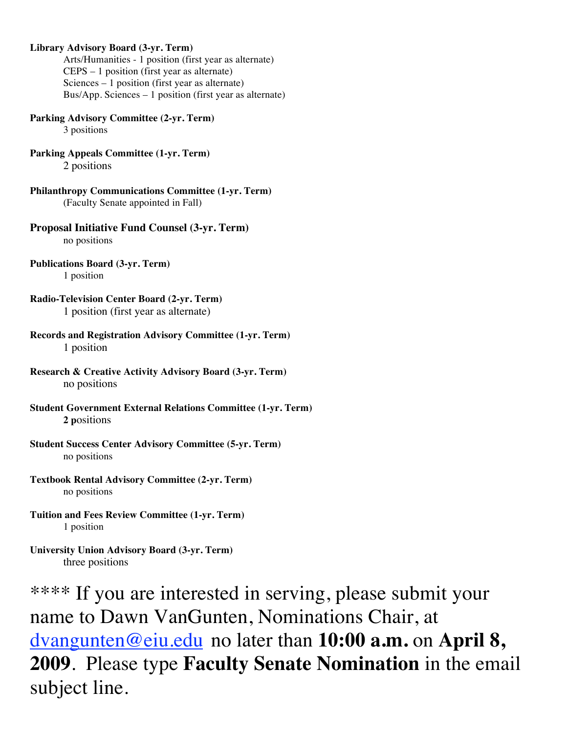**Library Advisory Board (3-yr. Term)**

Arts/Humanities - 1 position (first year as alternate)
CEPS – 1 position (first year as alternate)
Sciences – 1 position (first year as alternate)
Bus/App. Sciences – 1 position (first year as alternate)

**Parking Advisory Committee (2-yr. Term)**

3 positions

**Parking Appeals Committee (1-yr. Term)**

2 positions

**Philanthropy Communications Committee (1-yr. Term)**

(Faculty Senate appointed in Fall)

**Proposal Initiative Fund Counsel (3-yr. Term)**

no positions

**Publications Board (3-yr. Term)**

1 position

**Radio-Television Center Board (2-yr. Term)**

1 position (first year as alternate)

**Records and Registration Advisory Committee (1-yr. Term)**

1 position

**Research & Creative Activity Advisory Board (3-yr. Term)**

no positions

**Student Government External Relations Committee (1-yr. Term)**

**2 p**ositions

**Student Success Center Advisory Committee (5-yr. Term)**

no positions

**Textbook Rental Advisory Committee (2-yr. Term)**

no positions

**Tuition and Fees Review Committee (1-yr. Term)**

1 position

**University Union Advisory Board (3-yr. Term)**

three positions

**** If you are interested in serving, please submit your name to Dawn VanGunten, Nominations Chair, at dvangunten@eiu.edu no later than **10:00 a.m.** on **April 8, 2009**. Please type **Faculty Senate Nomination** in the email subject line.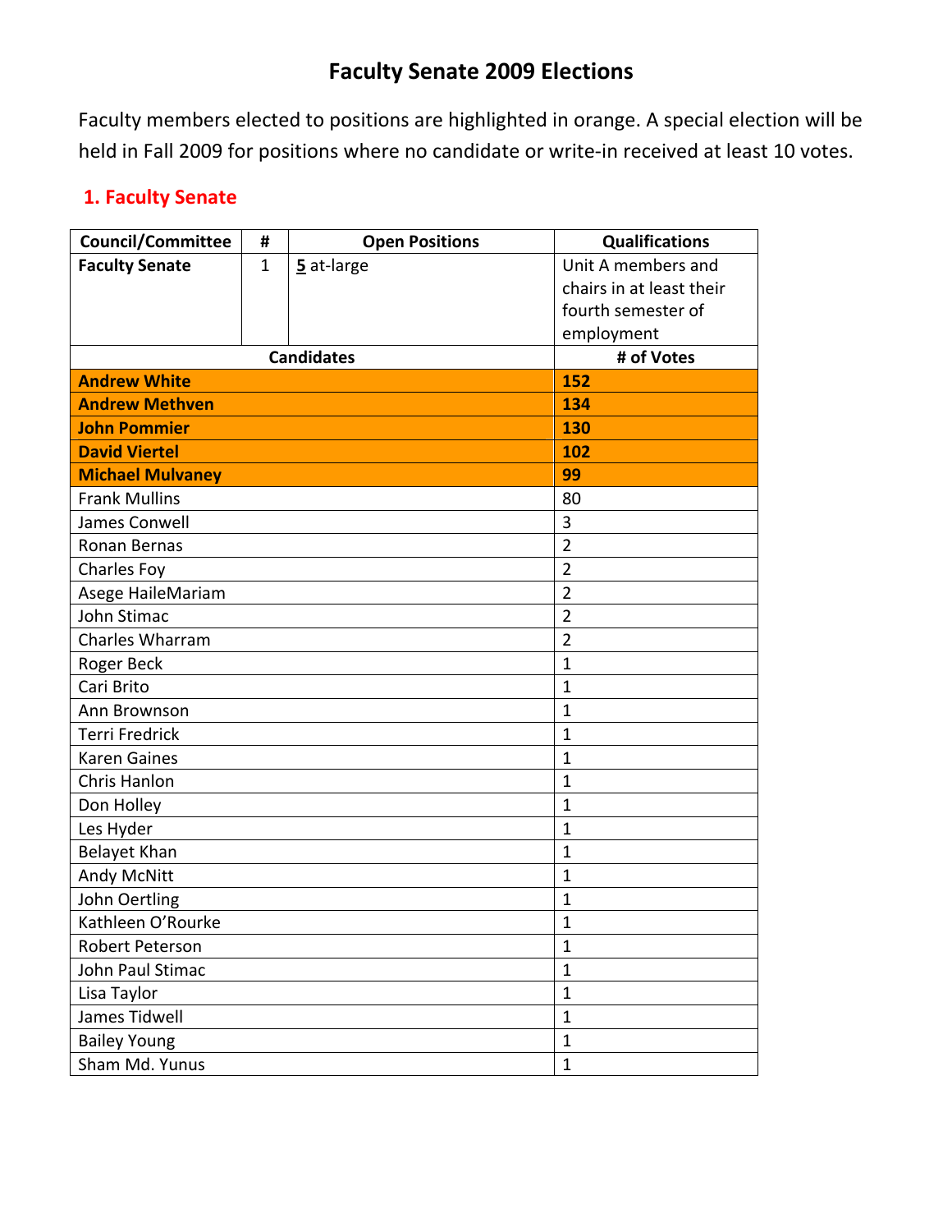# Faculty Senate 2009 Elections

Faculty members elected to positions are highlighted in orange. A special election will be held in Fall 2009 for positions where no candidate or write-in received at least 10 votes.

## 1. Faculty Senate

| Council/Committee | # | Open Positions | Qualifications |
|---|---|---|---|
| **Faculty Senate** | 1 | **5** at-large | Unit A members and chairs in at least their fourth semester of employment |

| Candidates | # of Votes |
|---|---|
| **Andrew White** | **152** |
| **Andrew Methven** | **134** |
| **John Pommier** | **130** |
| **David Viertel** | **102** |
| **Michael Mulvaney** | **99** |
| Frank Mullins | 80 |
| James Conwell | 3 |
| Ronan Bernas | 2 |
| Charles Foy | 2 |
| Asege HaileMariam | 2 |
| John Stimac | 2 |
| Charles Wharram | 2 |
| Roger Beck | 1 |
| Cari Brito | 1 |
| Ann Brownson | 1 |
| Terri Fredrick | 1 |
| Karen Gaines | 1 |
| Chris Hanlon | 1 |
| Don Holley | 1 |
| Les Hyder | 1 |
| Belayet Khan | 1 |
| Andy McNitt | 1 |
| John Oertling | 1 |
| Kathleen O'Rourke | 1 |
| Robert Peterson | 1 |
| John Paul Stimac | 1 |
| Lisa Taylor | 1 |
| James Tidwell | 1 |
| Bailey Young | 1 |
| Sham Md. Yunus | 1 |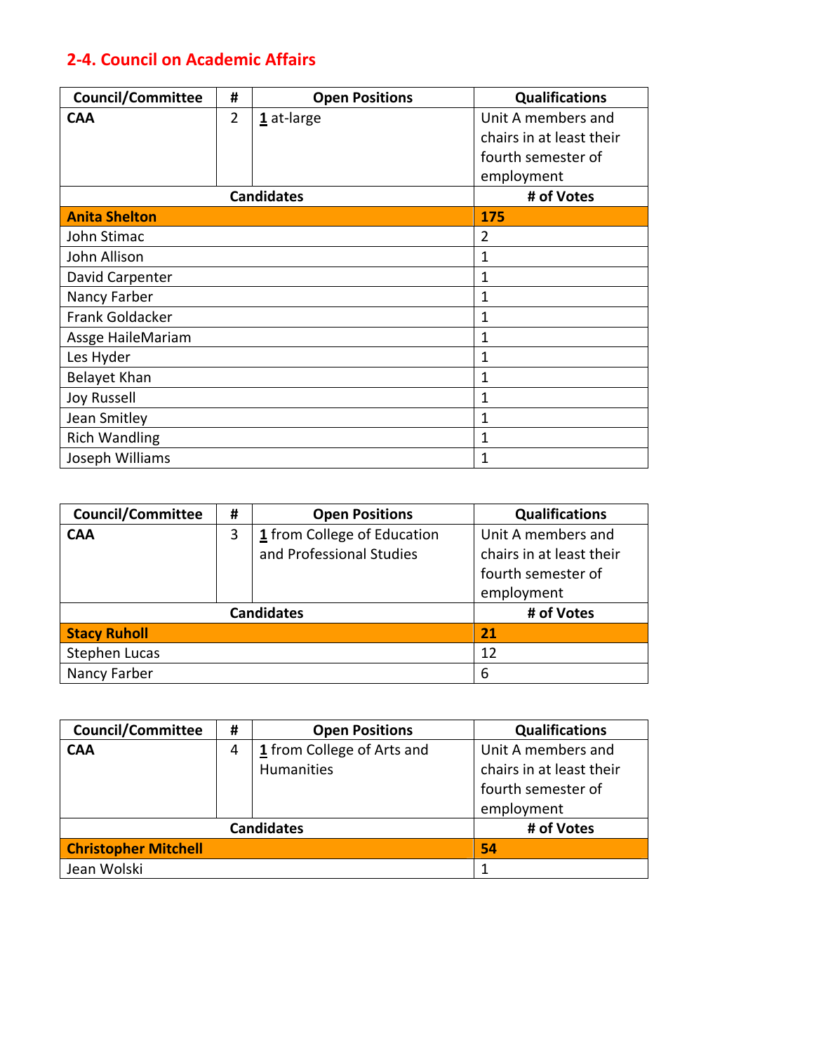## 2-4. Council on Academic Affairs

| Council/Committee | # | Open Positions | Qualifications |
|---|---|---|---|
| **CAA** | 2 | **1** at-large | Unit A members and chairs in at least their fourth semester of employment |
| **Candidates** | | | **# of Votes** |
| **Anita Shelton** | | | **175** |
| John Stimac | | | 2 |
| John Allison | | | 1 |
| David Carpenter | | | 1 |
| Nancy Farber | | | 1 |
| Frank Goldacker | | | 1 |
| Assge HaileMariam | | | 1 |
| Les Hyder | | | 1 |
| Belayet Khan | | | 1 |
| Joy Russell | | | 1 |
| Jean Smitley | | | 1 |
| Rich Wandling | | | 1 |
| Joseph Williams | | | 1 |

| Council/Committee | # | Open Positions | Qualifications |
|---|---|---|---|
| **CAA** | 3 | **1** from College of Education and Professional Studies | Unit A members and chairs in at least their fourth semester of employment |
| **Candidates** | | | **# of Votes** |
| **Stacy Ruholl** | | | **21** |
| Stephen Lucas | | | 12 |
| Nancy Farber | | | 6 |

| Council/Committee | # | Open Positions | Qualifications |
|---|---|---|---|
| **CAA** | 4 | **1** from College of Arts and Humanities | Unit A members and chairs in at least their fourth semester of employment |
| **Candidates** | | | **# of Votes** |
| **Christopher Mitchell** | | | **54** |
| Jean Wolski | | | 1 |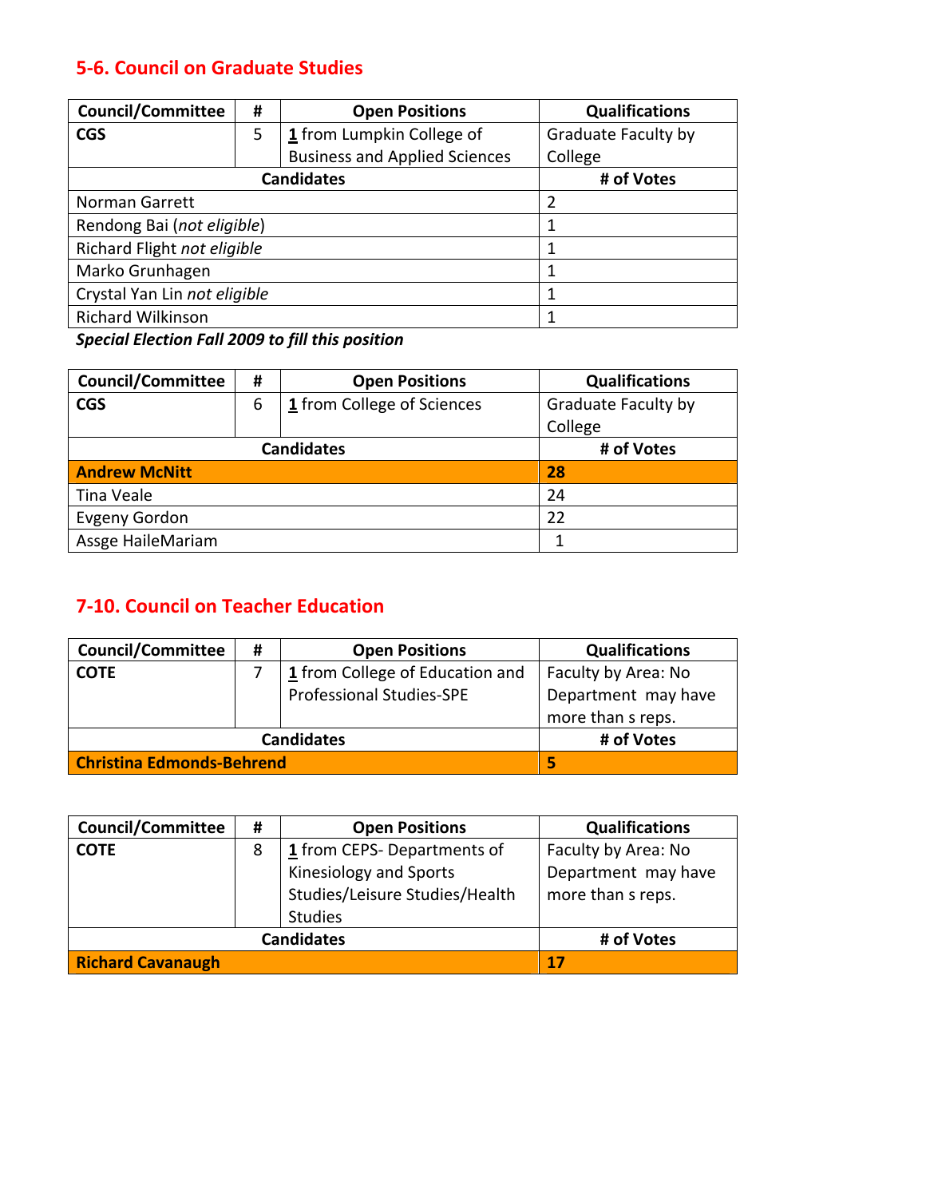## 5-6. Council on Graduate Studies

| Council/Committee | # | Open Positions | Qualifications |
|---|---|---|---|
| **CGS** | 5 | <u>1</u> from Lumpkin College of Business and Applied Sciences | Graduate Faculty by College |
| **Candidates** | | | **# of Votes** |
| Norman Garrett | | | 2 |
| Rendong Bai (*not eligible*) | | | 1 |
| Richard Flight *not eligible* | | | 1 |
| Marko Grunhagen | | | 1 |
| Crystal Yan Lin *not eligible* | | | 1 |
| Richard Wilkinson | | | 1 |

***Special Election Fall 2009 to fill this position***

| Council/Committee | # | Open Positions | Qualifications |
|---|---|---|---|
| **CGS** | 6 | <u>1</u> from College of Sciences | Graduate Faculty by College |
| **Candidates** | | | **# of Votes** |
| **Andrew McNitt** | | | **28** |
| Tina Veale | | | 24 |
| Evgeny Gordon | | | 22 |
| Assge HaileMariam | | | 1 |

## 7-10. Council on Teacher Education

| Council/Committee | # | Open Positions | Qualifications |
|---|---|---|---|
| **COTE** | 7 | <u>1</u> from College of Education and Professional Studies-SPE | Faculty by Area: No Department may have more than s reps. |
| **Candidates** | | | **# of Votes** |
| **Christina Edmonds-Behrend** | | | **5** |

| Council/Committee | # | Open Positions | Qualifications |
|---|---|---|---|
| **COTE** | 8 | <u>1</u> from CEPS- Departments of Kinesiology and Sports Studies/Leisure Studies/Health Studies | Faculty by Area: No Department may have more than s reps. |
| **Candidates** | | | **# of Votes** |
| **Richard Cavanaugh** | | | **17** |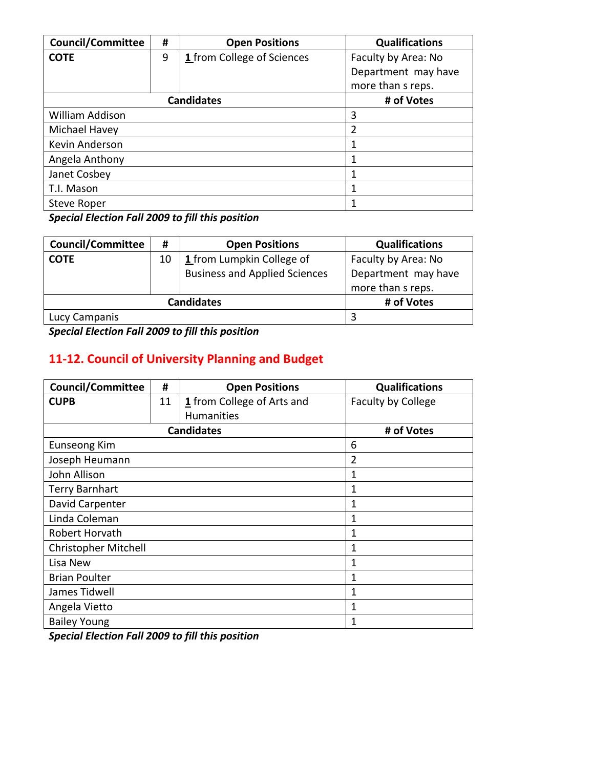| Council/Committee | # | Open Positions | Qualifications |
|---|---|---|---|
| **COTE** | 9 | **1** from College of Sciences | Faculty by Area: No Department may have more than s reps. |
| **Candidates** | | | **# of Votes** |
| William Addison | | | 3 |
| Michael Havey | | | 2 |
| Kevin Anderson | | | 1 |
| Angela Anthony | | | 1 |
| Janet Cosbey | | | 1 |
| T.I. Mason | | | 1 |
| Steve Roper | | | 1 |

***Special Election Fall 2009 to fill this position***

| Council/Committee | # | Open Positions | Qualifications |
|---|---|---|---|
| **COTE** | 10 | **1** from Lumpkin College of Business and Applied Sciences | Faculty by Area: No Department may have more than s reps. |
| **Candidates** | | | **# of Votes** |
| Lucy Campanis | | | 3 |

***Special Election Fall 2009 to fill this position***

## 11-12. Council of University Planning and Budget

| Council/Committee | # | Open Positions | Qualifications |
|---|---|---|---|
| **CUPB** | 11 | **1** from College of Arts and Humanities | Faculty by College |
| **Candidates** | | | **# of Votes** |
| Eunseong Kim | | | 6 |
| Joseph Heumann | | | 2 |
| John Allison | | | 1 |
| Terry Barnhart | | | 1 |
| David Carpenter | | | 1 |
| Linda Coleman | | | 1 |
| Robert Horvath | | | 1 |
| Christopher Mitchell | | | 1 |
| Lisa New | | | 1 |
| Brian Poulter | | | 1 |
| James Tidwell | | | 1 |
| Angela Vietto | | | 1 |
| Bailey Young | | | 1 |

***Special Election Fall 2009 to fill this position***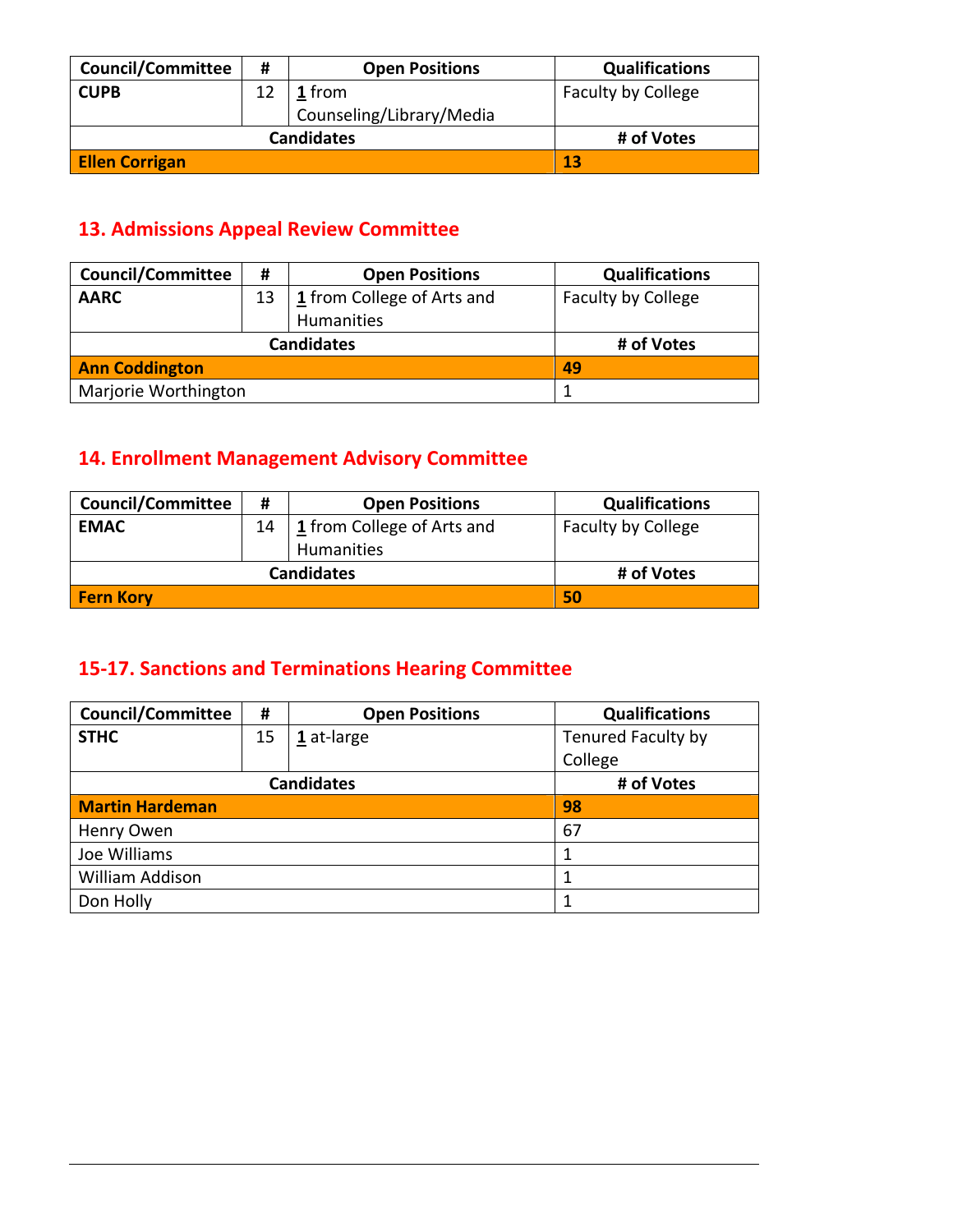| Council/Committee | # | Open Positions | Qualifications |
|---|---|---|---|
| **CUPB** | 12 | 1 from Counseling/Library/Media | Faculty by College |
| **Candidates** | | | **# of Votes** |
| **Ellen Corrigan** | | | **13** |

## 13. Admissions Appeal Review Committee

| Council/Committee | # | Open Positions | Qualifications |
|---|---|---|---|
| **AARC** | 13 | 1 from College of Arts and Humanities | Faculty by College |
| **Candidates** | | | **# of Votes** |
| **Ann Coddington** | | | **49** |
| Marjorie Worthington | | | 1 |

## 14. Enrollment Management Advisory Committee

| Council/Committee | # | Open Positions | Qualifications |
|---|---|---|---|
| **EMAC** | 14 | 1 from College of Arts and Humanities | Faculty by College |
| **Candidates** | | | **# of Votes** |
| **Fern Kory** | | | **50** |

## 15-17. Sanctions and Terminations Hearing Committee

| Council/Committee | # | Open Positions | Qualifications |
|---|---|---|---|
| **STHC** | 15 | 1 at-large | Tenured Faculty by College |
| **Candidates** | | | **# of Votes** |
| **Martin Hardeman** | | | **98** |
| Henry Owen | | | 67 |
| Joe Williams | | | 1 |
| William Addison | | | 1 |
| Don Holly | | | 1 |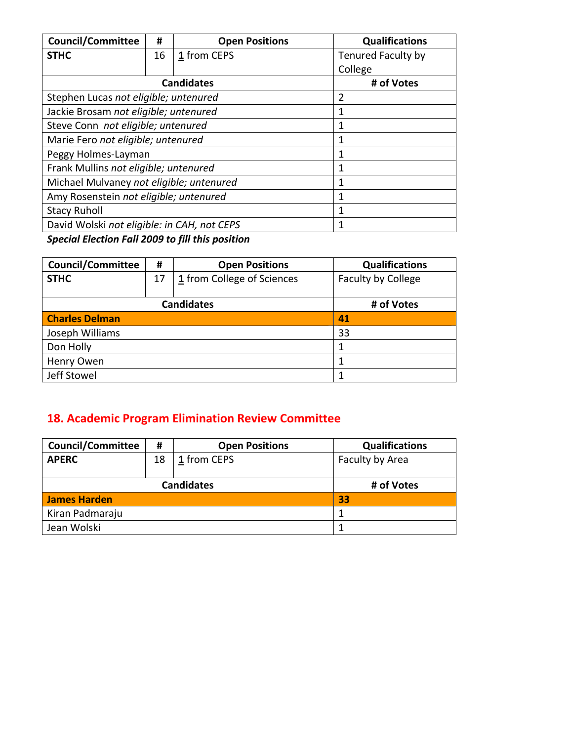| Council/Committee | # | Open Positions | Qualifications |
|---|---|---|---|
| **STHC** | 16 | **1** from CEPS | Tenured Faculty by College |
| **Candidates** | | | **# of Votes** |
| Stephen Lucas *not eligible; untenured* | | | 2 |
| Jackie Brosam *not eligible; untenured* | | | 1 |
| Steve Conn *not eligible; untenured* | | | 1 |
| Marie Fero *not eligible; untenured* | | | 1 |
| Peggy Holmes-Layman | | | 1 |
| Frank Mullins *not eligible; untenured* | | | 1 |
| Michael Mulvaney *not eligible; untenured* | | | 1 |
| Amy Rosenstein *not eligible; untenured* | | | 1 |
| Stacy Ruholl | | | 1 |
| David Wolski *not eligible: in CAH, not CEPS* | | | 1 |

***Special Election Fall 2009 to fill this position***

| Council/Committee | # | Open Positions | Qualifications |
|---|---|---|---|
| **STHC** | 17 | **1** from College of Sciences | Faculty by College |
| **Candidates** | | | **# of Votes** |
| **Charles Delman** | | | **41** |
| Joseph Williams | | | 33 |
| Don Holly | | | 1 |
| Henry Owen | | | 1 |
| Jeff Stowel | | | 1 |

## 18. Academic Program Elimination Review Committee

| Council/Committee | # | Open Positions | Qualifications |
|---|---|---|---|
| **APERC** | 18 | **1** from CEPS | Faculty by Area |
| **Candidates** | | | **# of Votes** |
| **James Harden** | | | **33** |
| Kiran Padmaraju | | | 1 |
| Jean Wolski | | | 1 |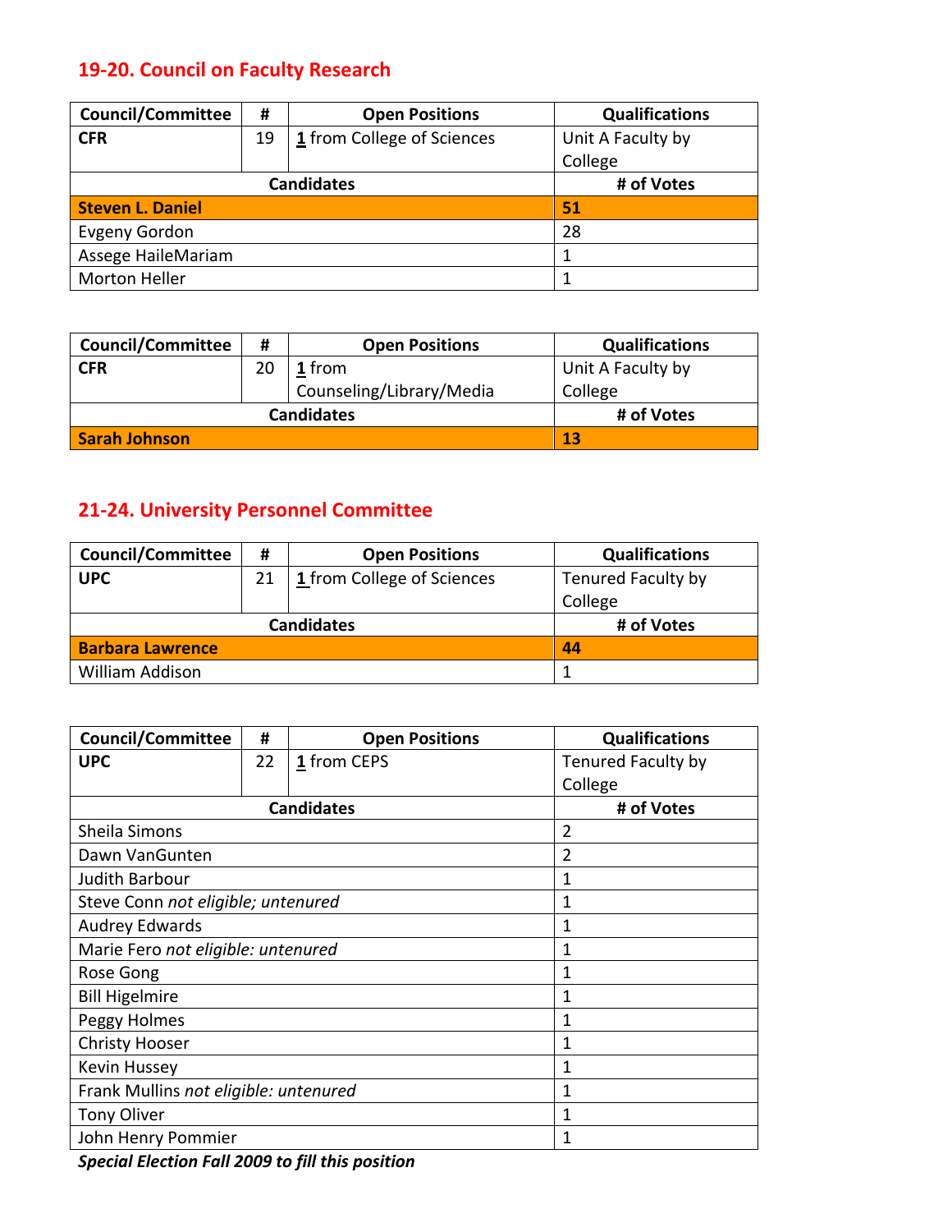## 19-20. Council on Faculty Research

| Council/Committee | # | Open Positions | Qualifications |
|---|---|---|---|
| **CFR** | 19 | **1** from College of Sciences | Unit A Faculty by College |
| **Candidates** | | | **# of Votes** |
| **Steven L. Daniel** | | | **51** |
| Evgeny Gordon | | | 28 |
| Assege HaileMariam | | | 1 |
| Morton Heller | | | 1 |

| Council/Committee | # | Open Positions | Qualifications |
|---|---|---|---|
| **CFR** | 20 | **1** from Counseling/Library/Media | Unit A Faculty by College |
| **Candidates** | | | **# of Votes** |
| **Sarah Johnson** | | | **13** |

## 21-24. University Personnel Committee

| Council/Committee | # | Open Positions | Qualifications |
|---|---|---|---|
| **UPC** | 21 | **1** from College of Sciences | Tenured Faculty by College |
| **Candidates** | | | **# of Votes** |
| **Barbara Lawrence** | | | **44** |
| William Addison | | | 1 |

| Council/Committee | # | Open Positions | Qualifications |
|---|---|---|---|
| **UPC** | 22 | **1** from CEPS | Tenured Faculty by College |
| **Candidates** | | | **# of Votes** |
| Sheila Simons | | | 2 |
| Dawn VanGunten | | | 2 |
| Judith Barbour | | | 1 |
| Steve Conn *not eligible; untenured* | | | 1 |
| Audrey Edwards | | | 1 |
| Marie Fero *not eligible: untenured* | | | 1 |
| Rose Gong | | | 1 |
| Bill Higelmire | | | 1 |
| Peggy Holmes | | | 1 |
| Christy Hooser | | | 1 |
| Kevin Hussey | | | 1 |
| Frank Mullins *not eligible: untenured* | | | 1 |
| Tony Oliver | | | 1 |
| John Henry Pommier | | | 1 |

***Special Election Fall 2009 to fill this position***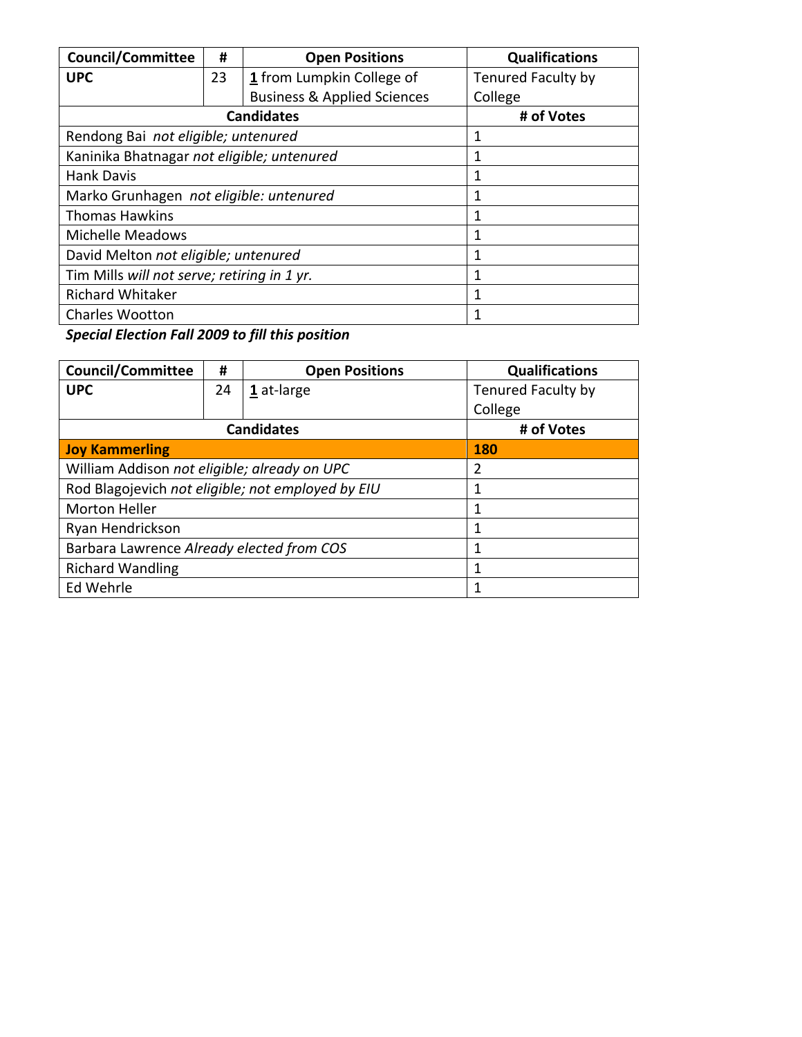| Council/Committee | # | Open Positions | Qualifications |
|---|---|---|---|
| **UPC** | 23 | **1** from Lumpkin College of Business & Applied Sciences | Tenured Faculty by College |
| **Candidates** | | | **# of Votes** |
| Rendong Bai *not eligible; untenured* | | | 1 |
| Kaninika Bhatnagar *not eligible; untenured* | | | 1 |
| Hank Davis | | | 1 |
| Marko Grunhagen *not eligible: untenured* | | | 1 |
| Thomas Hawkins | | | 1 |
| Michelle Meadows | | | 1 |
| David Melton *not eligible; untenured* | | | 1 |
| Tim Mills *will not serve; retiring in 1 yr.* | | | 1 |
| Richard Whitaker | | | 1 |
| Charles Wootton | | | 1 |

***Special Election Fall 2009 to fill this position***

| Council/Committee | # | Open Positions | Qualifications |
|---|---|---|---|
| **UPC** | 24 | **1** at-large | Tenured Faculty by College |
| **Candidates** | | | **# of Votes** |
| **Joy Kammerling** | | | **180** |
| William Addison *not eligible; already on UPC* | | | 2 |
| Rod Blagojevich *not eligible; not employed by EIU* | | | 1 |
| Morton Heller | | | 1 |
| Ryan Hendrickson | | | 1 |
| Barbara Lawrence *Already elected from COS* | | | 1 |
| Richard Wandling | | | 1 |
| Ed Wehrle | | | 1 |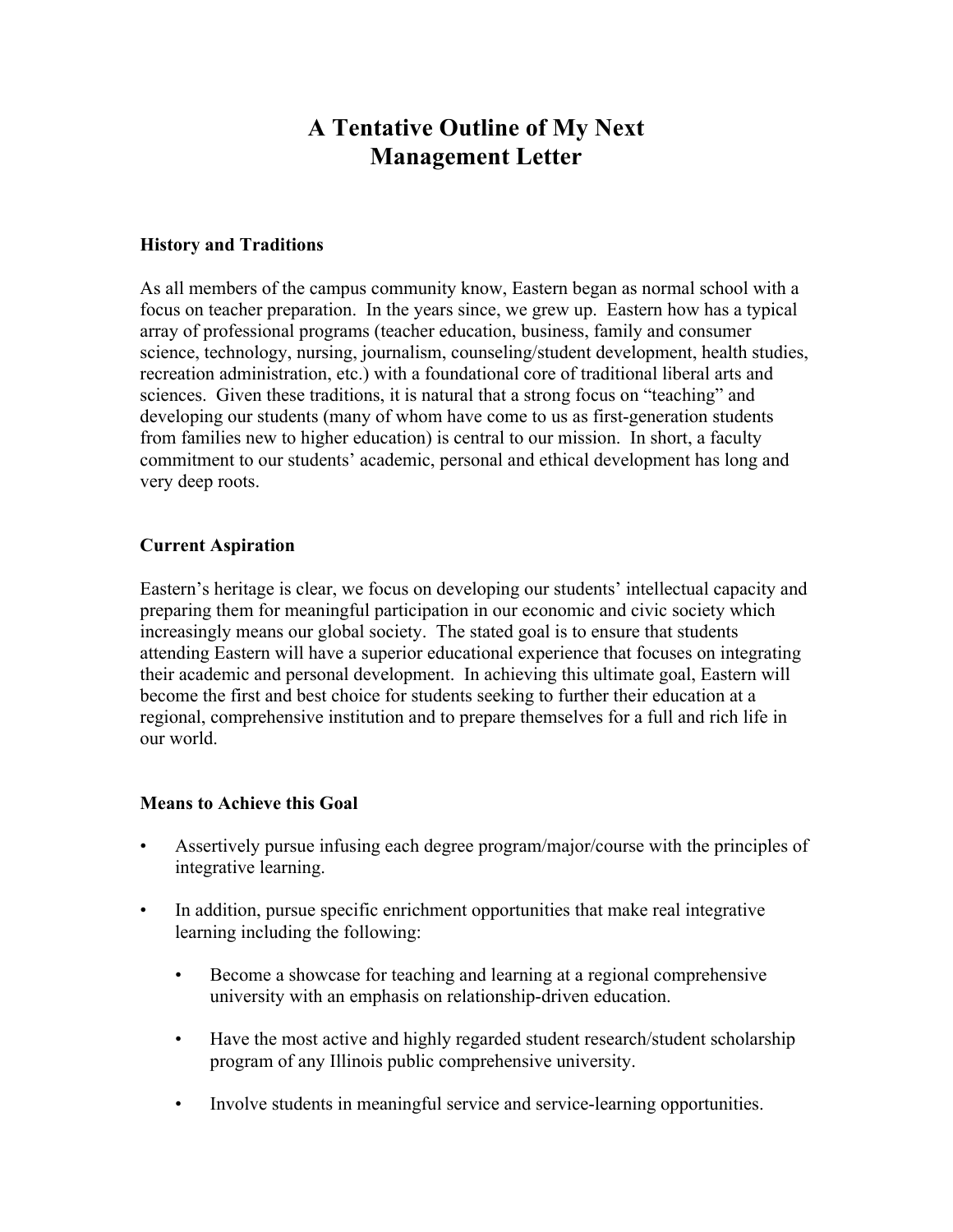# A Tentative Outline of My Next Management Letter

### History and Traditions

As all members of the campus community know, Eastern began as normal school with a focus on teacher preparation. In the years since, we grew up. Eastern how has a typical array of professional programs (teacher education, business, family and consumer science, technology, nursing, journalism, counseling/student development, health studies, recreation administration, etc.) with a foundational core of traditional liberal arts and sciences. Given these traditions, it is natural that a strong focus on "teaching" and developing our students (many of whom have come to us as first-generation students from families new to higher education) is central to our mission. In short, a faculty commitment to our students' academic, personal and ethical development has long and very deep roots.

### Current Aspiration

Eastern's heritage is clear, we focus on developing our students' intellectual capacity and preparing them for meaningful participation in our economic and civic society which increasingly means our global society. The stated goal is to ensure that students attending Eastern will have a superior educational experience that focuses on integrating their academic and personal development. In achieving this ultimate goal, Eastern will become the first and best choice for students seeking to further their education at a regional, comprehensive institution and to prepare themselves for a full and rich life in our world.

### Means to Achieve this Goal

- Assertively pursue infusing each degree program/major/course with the principles of integrative learning.
- In addition, pursue specific enrichment opportunities that make real integrative learning including the following:
  - Become a showcase for teaching and learning at a regional comprehensive university with an emphasis on relationship-driven education.
  - Have the most active and highly regarded student research/student scholarship program of any Illinois public comprehensive university.
  - Involve students in meaningful service and service-learning opportunities.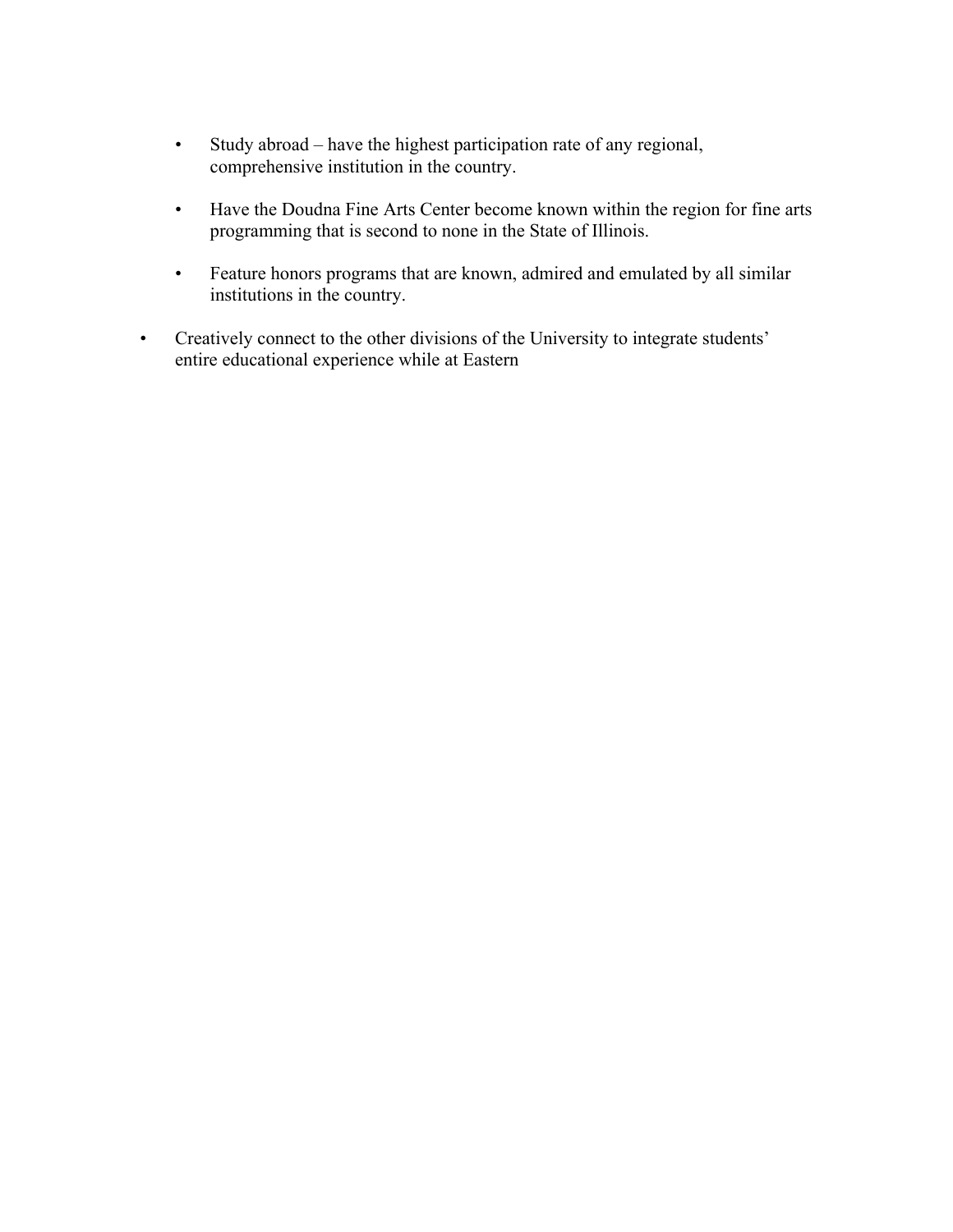- Study abroad – have the highest participation rate of any regional, comprehensive institution in the country.

    - Have the Doudna Fine Arts Center become known within the region for fine arts programming that is second to none in the State of Illinois.

    - Feature honors programs that are known, admired and emulated by all similar institutions in the country.

- Creatively connect to the other divisions of the University to integrate students' entire educational experience while at Eastern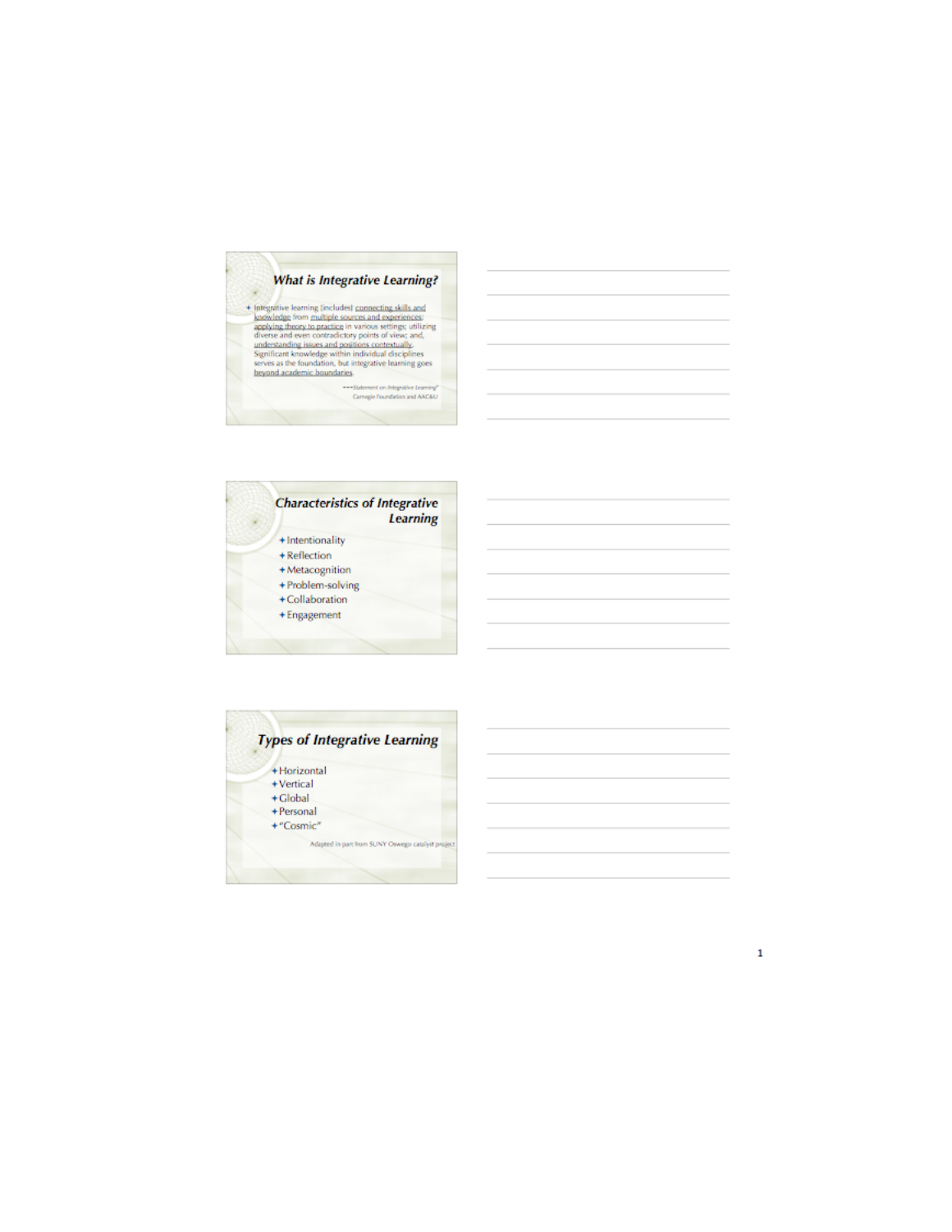## What is Integrative Learning?

- Integrative learning [includes] connecting skills and knowledge from multiple sources and experiences; applying theory to practice in various settings; utilizing diverse and even contradictory points of view; and, understanding issues and positions contextually. Significant knowledge within individual disciplines serves as the foundation, but integrative learning goes beyond academic boundaries.

---"Statement on Integrative Learning" Carnegie Foundation and AAC&U

## Characteristics of Integrative Learning

- Intentionality
- Reflection
- Metacognition
- Problem-solving
- Collaboration
- Engagement

## Types of Integrative Learning

- Horizontal
- Vertical
- Global
- Personal
- "Cosmic"

Adapted in part from SUNY Oswego catalyst project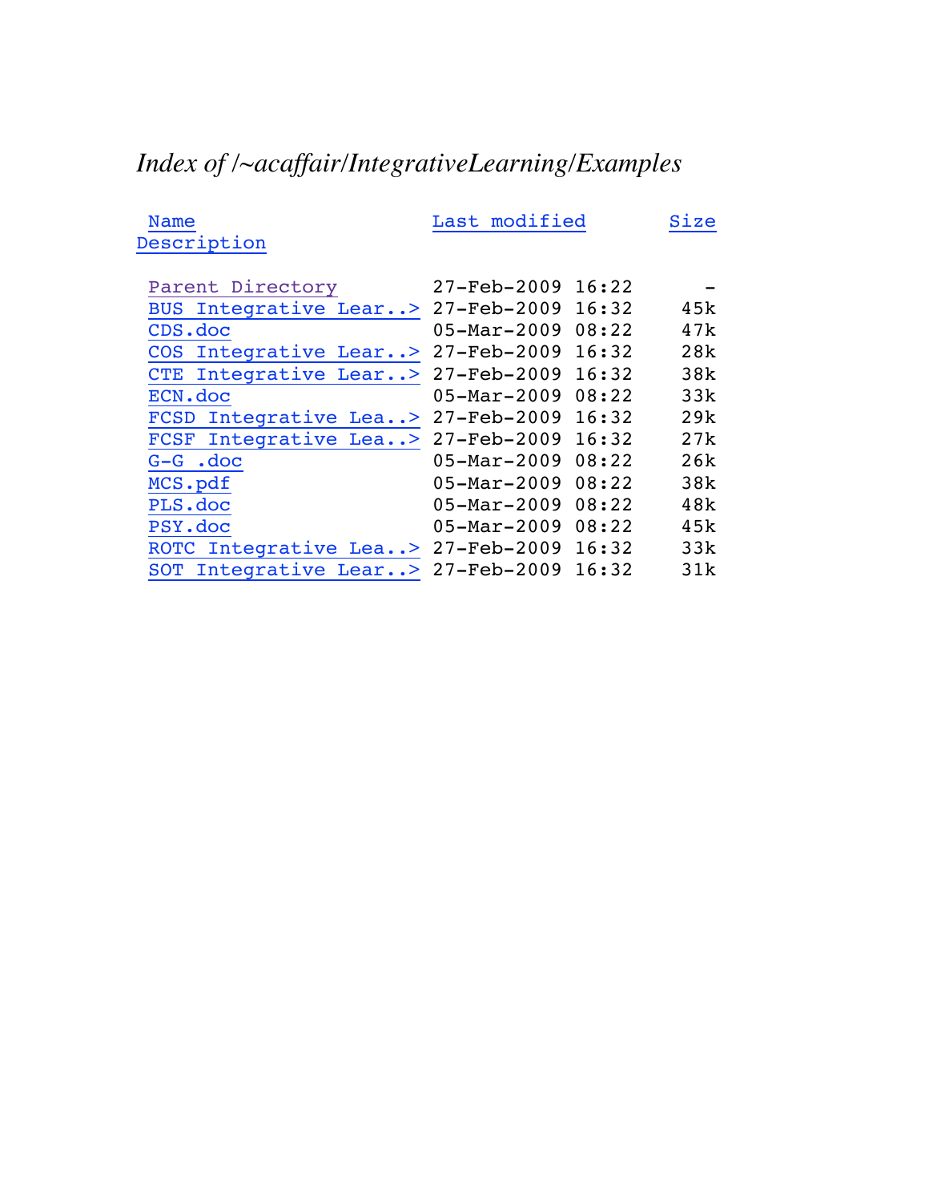# *Index of /~acaffair/IntegrativeLearning/Examples*

| Name | Last modified | Size | Description |
|---|---|---|---|
| Parent Directory | 27-Feb-2009 16:22 | - | |
| BUS Integrative Lear..> | 27-Feb-2009 16:32 | 45k | |
| CDS.doc | 05-Mar-2009 08:22 | 47k | |
| COS Integrative Lear..> | 27-Feb-2009 16:32 | 28k | |
| CTE Integrative Lear..> | 27-Feb-2009 16:32 | 38k | |
| ECN.doc | 05-Mar-2009 08:22 | 33k | |
| FCSD Integrative Lea..> | 27-Feb-2009 16:32 | 29k | |
| FCSF Integrative Lea..> | 27-Feb-2009 16:32 | 27k | |
| G-G .doc | 05-Mar-2009 08:22 | 26k | |
| MCS.pdf | 05-Mar-2009 08:22 | 38k | |
| PLS.doc | 05-Mar-2009 08:22 | 48k | |
| PSY.doc | 05-Mar-2009 08:22 | 45k | |
| ROTC Integrative Lea..> | 27-Feb-2009 16:32 | 33k | |
| SOT Integrative Lear..> | 27-Feb-2009 16:32 | 31k | |